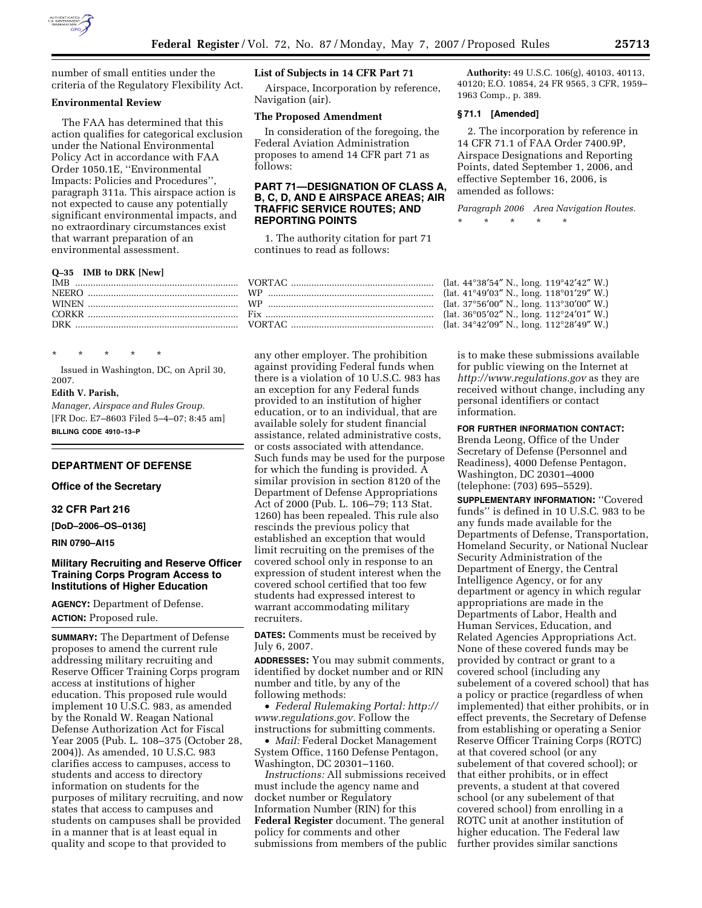number of small entities under the criteria of the Regulatory Flexibility Act.

**Environmental Review**

The FAA has determined that this action qualifies for categorical exclusion under the National Environmental Policy Act in accordance with FAA Order 1050.1E, ''Environmental Impacts: Policies and Procedures'', paragraph 311a. This airspace action is not expected to cause any potentially significant environmental impacts, and no extraordinary circumstances exist that warrant preparation of an environmental assessment.

**List of Subjects in 14 CFR Part 71**

Airspace, Incorporation by reference, Navigation (air).

**The Proposed Amendment**

In consideration of the foregoing, the Federal Aviation Administration proposes to amend 14 CFR part 71 as follows:

**PART 71—DESIGNATION OF CLASS A, B, C, D, AND E AIRSPACE AREAS; AIR TRAFFIC SERVICE ROUTES; AND REPORTING POINTS**

1. The authority citation for part 71 continues to read as follows:

**Authority:** 49 U.S.C. 106(g), 40103, 40113, 40120; E.O. 10854, 24 FR 9565, 3 CFR, 1959–1963 Comp., p. 389.

**§ 71.1 [Amended]**

2. The incorporation by reference in 14 CFR 71.1 of FAA Order 7400.9P, Airspace Designations and Reporting Points, dated September 1, 2006, and effective September 16, 2006, is amended as follows:

*Paragraph 2006 Area Navigation Routes.*

\* \* \* \* \*

**Q–35 IMB to DRK [New]**

| | | |
|---|---|---|
| IMB | VORTAC | (lat. 44°38′54″ N., long. 119°42′42″ W.) |
| NEERO | WP | (lat. 41°49′03″ N., long. 118°01′29″ W.) |
| WINEN | WP | (lat. 37°56′00″ N., long. 113°30′00″ W.) |
| CORKR | Fix | (lat. 36°05′02″ N., long. 112°24′01″ W.) |
| DRK | VORTAC | (lat. 34°42′09″ N., long. 112°28′49″ W.) |

\* \* \* \* \*

Issued in Washington, DC, on April 30, 2007.

**Edith V. Parish,**

*Manager, Airspace and Rules Group.*

[FR Doc. E7–8603 Filed 5–4–07; 8:45 am]

**BILLING CODE 4910–13–P**

## DEPARTMENT OF DEFENSE

### Office of the Secretary

### 32 CFR Part 216

**[DoD–2006–OS–0136]**

**RIN 0790–AI15**

### Military Recruiting and Reserve Officer Training Corps Program Access to Institutions of Higher Education

**AGENCY:** Department of Defense.

**ACTION:** Proposed rule.

**SUMMARY:** The Department of Defense proposes to amend the current rule addressing military recruiting and Reserve Officer Training Corps program access at institutions of higher education. This proposed rule would implement 10 U.S.C. 983, as amended by the Ronald W. Reagan National Defense Authorization Act for Fiscal Year 2005 (Pub. L. 108–375 (October 28, 2004)). As amended, 10 U.S.C. 983 clarifies access to campuses, access to students and access to directory information on students for the purposes of military recruiting, and now states that access to campuses and students on campuses shall be provided in a manner that is at least equal in quality and scope to that provided to any other employer. The prohibition against providing Federal funds when there is a violation of 10 U.S.C. 983 has an exception for any Federal funds provided to an institution of higher education, or to an individual, that are available solely for student financial assistance, related administrative costs, or costs associated with attendance. Such funds may be used for the purpose for which the funding is provided. A similar provision in section 8120 of the Department of Defense Appropriations Act of 2000 (Pub. L. 106–79; 113 Stat. 1260) has been repealed. This rule also rescinds the previous policy that established an exception that would limit recruiting on the premises of the covered school only in response to an expression of student interest when the covered school certified that too few students had expressed interest to warrant accommodating military recruiters.

**DATES:** Comments must be received by July 6, 2007.

**ADDRESSES:** You may submit comments, identified by docket number and or RIN number and title, by any of the following methods:

- *Federal Rulemaking Portal: http://www.regulations.gov.* Follow the instructions for submitting comments.
- *Mail:* Federal Docket Management System Office, 1160 Defense Pentagon, Washington, DC 20301–1160.

*Instructions:* All submissions received must include the agency name and docket number or Regulatory Information Number (RIN) for this **Federal Register** document. The general policy for comments and other submissions from members of the public is to make these submissions available for public viewing on the Internet at *http://www.regulations.gov* as they are received without change, including any personal identifiers or contact information.

**FOR FURTHER INFORMATION CONTACT:** Brenda Leong, Office of the Under Secretary of Defense (Personnel and Readiness), 4000 Defense Pentagon, Washington, DC 20301–4000 (telephone: (703) 695–5529).

**SUPPLEMENTARY INFORMATION:** ''Covered funds'' is defined in 10 U.S.C. 983 to be any funds made available for the Departments of Defense, Transportation, Homeland Security, or National Nuclear Security Administration of the Department of Energy, the Central Intelligence Agency, or for any department or agency in which regular appropriations are made in the Departments of Labor, Health and Human Services, Education, and Related Agencies Appropriations Act. None of these covered funds may be provided by contract or grant to a covered school (including any subelement of a covered school) that has a policy or practice (regardless of when implemented) that either prohibits, or in effect prevents, the Secretary of Defense from establishing or operating a Senior Reserve Officer Training Corps (ROTC) at that covered school (or any subelement of that covered school); or that either prohibits, or in effect prevents, a student at that covered school (or any subelement of that covered school) from enrolling in a ROTC unit at another institution of higher education. The Federal law further provides similar sanctions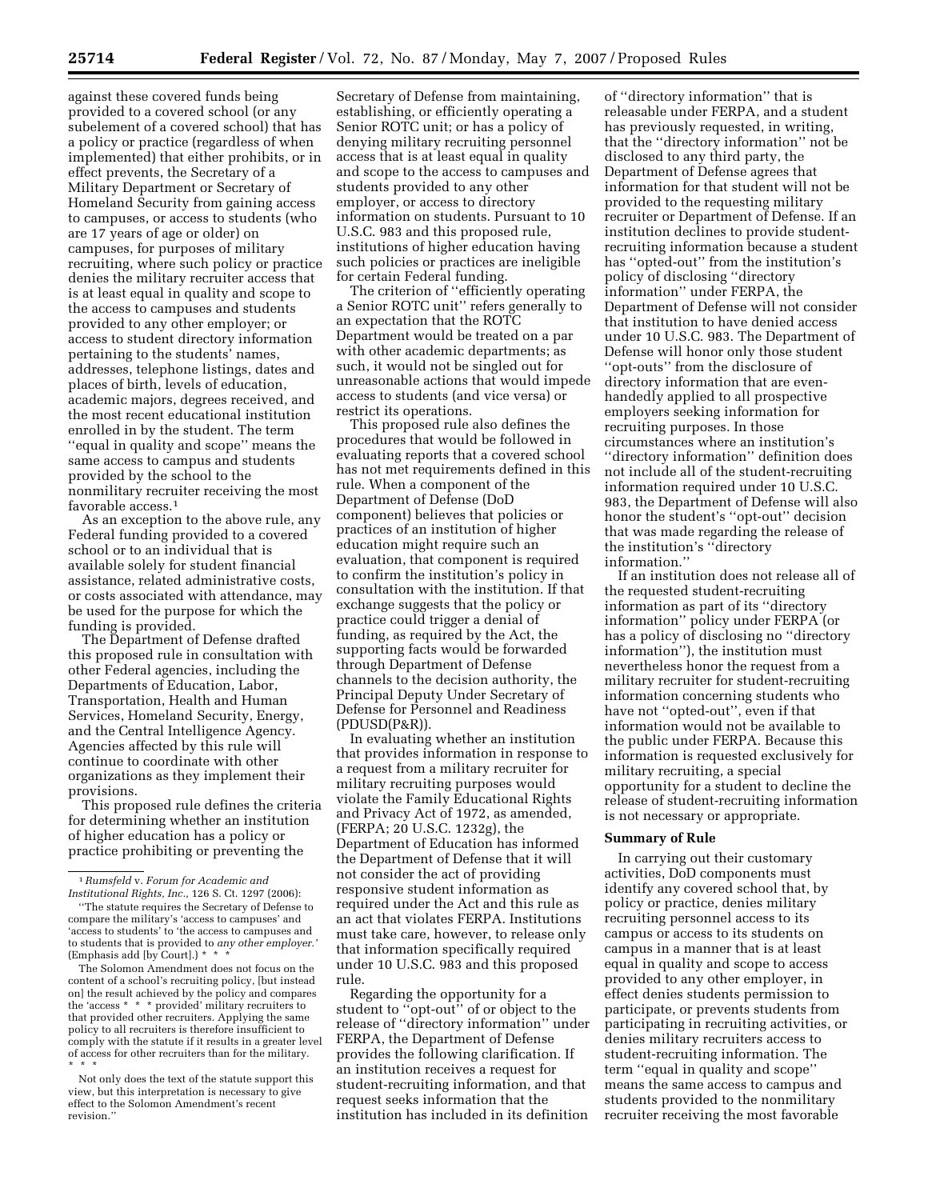against these covered funds being provided to a covered school (or any subelement of a covered school) that has a policy or practice (regardless of when implemented) that either prohibits, or in effect prevents, the Secretary of a Military Department or Secretary of Homeland Security from gaining access to campuses, or access to students (who are 17 years of age or older) on campuses, for purposes of military recruiting, where such policy or practice denies the military recruiter access that is at least equal in quality and scope to the access to campuses and students provided to any other employer; or access to student directory information pertaining to the students' names, addresses, telephone listings, dates and places of birth, levels of education, academic majors, degrees received, and the most recent educational institution enrolled in by the student. The term ''equal in quality and scope'' means the same access to campus and students provided by the school to the nonmilitary recruiter receiving the most favorable access.[1]

As an exception to the above rule, any Federal funding provided to a covered school or to an individual that is available solely for student financial assistance, related administrative costs, or costs associated with attendance, may be used for the purpose for which the funding is provided.

The Department of Defense drafted this proposed rule in consultation with other Federal agencies, including the Departments of Education, Labor, Transportation, Health and Human Services, Homeland Security, Energy, and the Central Intelligence Agency. Agencies affected by this rule will continue to coordinate with other organizations as they implement their provisions.

This proposed rule defines the criteria for determining whether an institution of higher education has a policy or practice prohibiting or preventing the Secretary of Defense from maintaining, establishing, or efficiently operating a Senior ROTC unit; or has a policy of denying military recruiting personnel access that is at least equal in quality and scope to the access to campuses and students provided to any other employer, or access to directory information on students. Pursuant to 10 U.S.C. 983 and this proposed rule, institutions of higher education having such policies or practices are ineligible for certain Federal funding.

The criterion of ''efficiently operating a Senior ROTC unit'' refers generally to an expectation that the ROTC Department would be treated on a par with other academic departments; as such, it would not be singled out for unreasonable actions that would impede access to students (and vice versa) or restrict its operations.

This proposed rule also defines the procedures that would be followed in evaluating reports that a covered school has not met requirements defined in this rule. When a component of the Department of Defense (DoD component) believes that policies or practices of an institution of higher education might require such an evaluation, that component is required to confirm the institution's policy in consultation with the institution. If that exchange suggests that the policy or practice could trigger a denial of funding, as required by the Act, the supporting facts would be forwarded through Department of Defense channels to the decision authority, the Principal Deputy Under Secretary of Defense for Personnel and Readiness (PDUSD(P&R)).

In evaluating whether an institution that provides information in response to a request from a military recruiter for military recruiting purposes would violate the Family Educational Rights and Privacy Act of 1972, as amended, (FERPA; 20 U.S.C. 1232g), the Department of Education has informed the Department of Defense that it will not consider the act of providing responsive student information as required under the Act and this rule as an act that violates FERPA. Institutions must take care, however, to release only that information specifically required under 10 U.S.C. 983 and this proposed rule.

Regarding the opportunity for a student to ''opt-out'' of or object to the release of ''directory information'' under FERPA, the Department of Defense provides the following clarification. If an institution receives a request for student-recruiting information, and that request seeks information that the institution has included in its definition of ''directory information'' that is releasable under FERPA, and a student has previously requested, in writing, that the ''directory information'' not be disclosed to any third party, the Department of Defense agrees that information for that student will not be provided to the requesting military recruiter or Department of Defense. If an institution declines to provide student-recruiting information because a student has ''opted-out'' from the institution's policy of disclosing ''directory information'' under FERPA, the Department of Defense will not consider that institution to have denied access under 10 U.S.C. 983. The Department of Defense will honor only those student ''opt-outs'' from the disclosure of directory information that are even-handedly applied to all prospective employers seeking information for recruiting purposes. In those circumstances where an institution's ''directory information'' definition does not include all of the student-recruiting information required under 10 U.S.C. 983, the Department of Defense will also honor the student's ''opt-out'' decision that was made regarding the release of the institution's ''directory information.''

If an institution does not release all of the requested student-recruiting information as part of its ''directory information'' policy under FERPA (or has a policy of disclosing no ''directory information''), the institution must nevertheless honor the request from a military recruiter for student-recruiting information concerning students who have not ''opted-out'', even if that information would not be available to the public under FERPA. Because this information is requested exclusively for military recruiting, a special opportunity for a student to decline the release of student-recruiting information is not necessary or appropriate.

**Summary of Rule**

In carrying out their customary activities, DoD components must identify any covered school that, by policy or practice, denies military recruiting personnel access to its campus or access to its students on campus in a manner that is at least equal in quality and scope to access provided to any other employer, in effect denies students permission to participate, or prevents students from participating in recruiting activities, or denies military recruiters access to student-recruiting information. The term ''equal in quality and scope'' means the same access to campus and students provided to the nonmilitary recruiter receiving the most favorable

---

[1] *Rumsfeld* v. *Forum for Academic and Institutional Rights, Inc.*, 126 S. Ct. 1297 (2006):

''The statute requires the Secretary of Defense to compare the military's 'access to campuses' and 'access to students' to 'the access to campuses and to students that is provided to *any other employer*.' (Emphasis add [by Court].) * * *

The Solomon Amendment does not focus on the content of a school's recruiting policy, [but instead on] the result achieved by the policy and compares the 'access * * * provided' military recruiters to that provided other recruiters. Applying the same policy to all recruiters is therefore insufficient to comply with the statute if it results in a greater level of access for other recruiters than for the military. * * *

Not only does the text of the statute support this view, but this interpretation is necessary to give effect to the Solomon Amendment's recent revision.''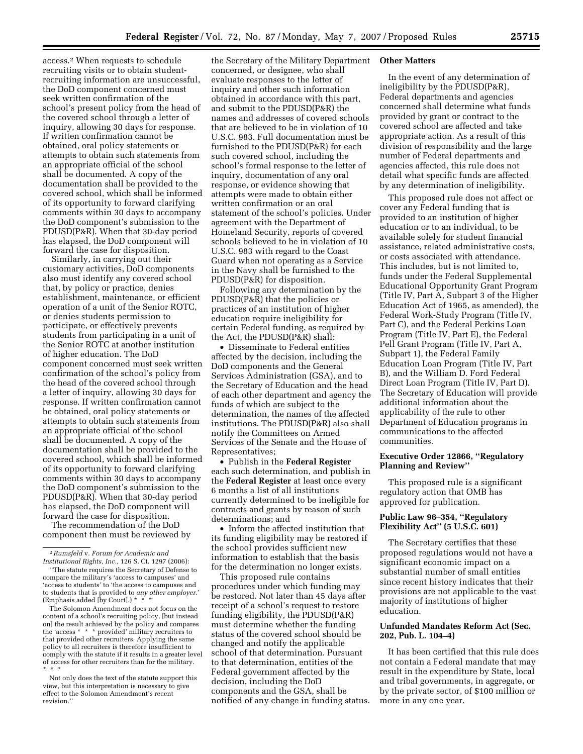access.[2] When requests to schedule recruiting visits or to obtain student-recruiting information are unsuccessful, the DoD component concerned must seek written confirmation of the school's present policy from the head of the covered school through a letter of inquiry, allowing 30 days for response. If written confirmation cannot be obtained, oral policy statements or attempts to obtain such statements from an appropriate official of the school shall be documented. A copy of the documentation shall be provided to the covered school, which shall be informed of its opportunity to forward clarifying comments within 30 days to accompany the DoD component's submission to the PDUSD(P&R). When that 30-day period has elapsed, the DoD component will forward the case for disposition.

Similarly, in carrying out their customary activities, DoD components also must identify any covered school that, by policy or practice, denies establishment, maintenance, or efficient operation of a unit of the Senior ROTC, or denies students permission to participate, or effectively prevents students from participating in a unit of the Senior ROTC at another institution of higher education. The DoD component concerned must seek written confirmation of the school's policy from the head of the covered school through a letter of inquiry, allowing 30 days for response. If written confirmation cannot be obtained, oral policy statements or attempts to obtain such statements from an appropriate official of the school shall be documented. A copy of the documentation shall be provided to the covered school, which shall be informed of its opportunity to forward clarifying comments within 30 days to accompany the DoD component's submission to the PDUSD(P&R). When that 30-day period has elapsed, the DoD component will forward the case for disposition.

The recommendation of the DoD component then must be reviewed by the Secretary of the Military Department concerned, or designee, who shall evaluate responses to the letter of inquiry and other such information obtained in accordance with this part, and submit to the PDUSD(P&R) the names and addresses of covered schools that are believed to be in violation of 10 U.S.C. 983. Full documentation must be furnished to the PDUSD(P&R) for each such covered school, including the school's formal response to the letter of inquiry, documentation of any oral response, or evidence showing that attempts were made to obtain either written confirmation or an oral statement of the school's policies. Under agreement with the Department of Homeland Security, reports of covered schools believed to be in violation of 10 U.S.C. 983 with regard to the Coast Guard when not operating as a Service in the Navy shall be furnished to the PDUSD(P&R) for disposition.

Following any determination by the PDUSD(P&R) that the policies or practices of an institution of higher education require ineligibility for certain Federal funding, as required by the Act, the PDUSD(P&R) shall:

- Disseminate to Federal entities affected by the decision, including the DoD components and the General Services Administration (GSA), and to the Secretary of Education and the head of each other department and agency the funds of which are subject to the determination, the names of the affected institutions. The PDUSD(P&R) also shall notify the Committees on Armed Services of the Senate and the House of Representatives;
- Publish in the **Federal Register** each such determination, and publish in the **Federal Register** at least once every 6 months a list of all institutions currently determined to be ineligible for contracts and grants by reason of such determinations; and
- Inform the affected institution that its funding eligibility may be restored if the school provides sufficient new information to establish that the basis for the determination no longer exists.

This proposed rule contains procedures under which funding may be restored. Not later than 45 days after receipt of a school's request to restore funding eligibility, the PDUSD(P&R) must determine whether the funding status of the covered school should be changed and notify the applicable school of that determination. Pursuant to that determination, entities of the Federal government affected by the decision, including the DoD components and the GSA, shall be notified of any change in funding status.

**Other Matters**

In the event of any determination of ineligibility by the PDUSD(P&R), Federal departments and agencies concerned shall determine what funds provided by grant or contract to the covered school are affected and take appropriate action. As a result of this division of responsibility and the large number of Federal departments and agencies affected, this rule does not detail what specific funds are affected by any determination of ineligibility.

This proposed rule does not affect or cover any Federal funding that is provided to an institution of higher education or to an individual, to be available solely for student financial assistance, related administrative costs, or costs associated with attendance. This includes, but is not limited to, funds under the Federal Supplemental Educational Opportunity Grant Program (Title IV, Part A, Subpart 3 of the Higher Education Act of 1965, as amended), the Federal Work-Study Program (Title IV, Part C), and the Federal Perkins Loan Program (Title IV, Part E), the Federal Pell Grant Program (Title IV, Part A, Subpart 1), the Federal Family Education Loan Program (Title IV, Part B), and the William D. Ford Federal Direct Loan Program (Title IV, Part D). The Secretary of Education will provide additional information about the applicability of the rule to other Department of Education programs in communications to the affected communities.

**Executive Order 12866, "Regulatory Planning and Review"**

This proposed rule is a significant regulatory action that OMB has approved for publication.

**Public Law 96–354, "Regulatory Flexibility Act" (5 U.S.C. 601)**

The Secretary certifies that these proposed regulations would not have a significant economic impact on a substantial number of small entities since recent history indicates that their provisions are not applicable to the vast majority of institutions of higher education.

**Unfunded Mandates Reform Act (Sec. 202, Pub. L. 104–4)**

It has been certified that this rule does not contain a Federal mandate that may result in the expenditure by State, local and tribal governments, in aggregate, or by the private sector, of $100 million or more in any one year.

---

[2] *Rumsfeld* v. *Forum for Academic and Institutional Rights, Inc.,* 126 S. Ct. 1297 (2006):

"The statute requires the Secretary of Defense to compare the military's 'access to campuses' and 'access to students' to 'the access to campuses and to students that is provided to *any other employer.*' (Emphasis added [by Court].) * * *

The Solomon Amendment does not focus on the content of a school's recruiting policy, [but instead on] the result achieved by the policy and compares the 'access * * * provided' military recruiters to that provided other recruiters. Applying the same policy to all recruiters is therefore insufficient to comply with the statute if it results in a greater level of access for other recruiters than for the military. * * *

Not only does the text of the statute support this view, but this interpretation is necessary to give effect to the Solomon Amendment's recent revision."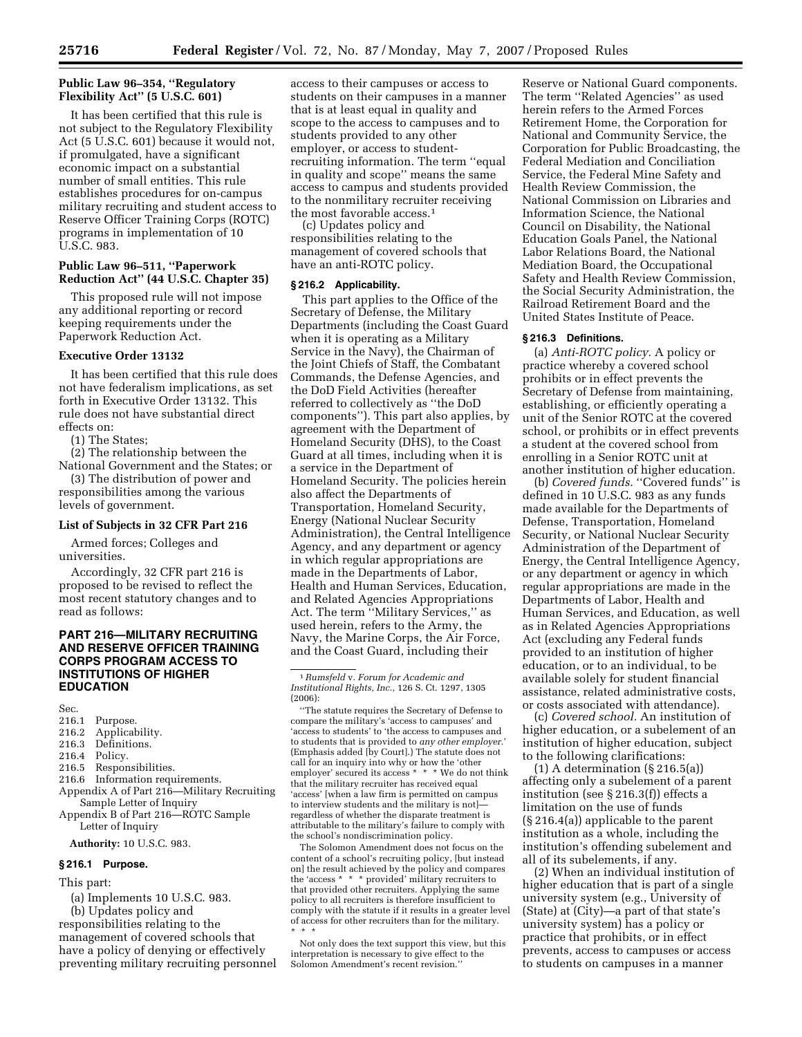**Public Law 96–354, ''Regulatory Flexibility Act'' (5 U.S.C. 601)**

It has been certified that this rule is not subject to the Regulatory Flexibility Act (5 U.S.C. 601) because it would not, if promulgated, have a significant economic impact on a substantial number of small entities. This rule establishes procedures for on-campus military recruiting and student access to Reserve Officer Training Corps (ROTC) programs in implementation of 10 U.S.C. 983.

**Public Law 96–511, ''Paperwork Reduction Act'' (44 U.S.C. Chapter 35)**

This proposed rule will not impose any additional reporting or record keeping requirements under the Paperwork Reduction Act.

**Executive Order 13132**

It has been certified that this rule does not have federalism implications, as set forth in Executive Order 13132. This rule does not have substantial direct effects on:

(1) The States;

(2) The relationship between the National Government and the States; or

(3) The distribution of power and responsibilities among the various levels of government.

**List of Subjects in 32 CFR Part 216**

Armed forces; Colleges and universities.

Accordingly, 32 CFR part 216 is proposed to be revised to reflect the most recent statutory changes and to read as follows:

## PART 216—MILITARY RECRUITING AND RESERVE OFFICER TRAINING CORPS PROGRAM ACCESS TO INSTITUTIONS OF HIGHER EDUCATION

Sec.
216.1 Purpose.
216.2 Applicability.
216.3 Definitions.
216.4 Policy.
216.5 Responsibilities.
216.6 Information requirements.
Appendix A of Part 216—Military Recruiting Sample Letter of Inquiry
Appendix B of Part 216—ROTC Sample Letter of Inquiry

**Authority:** 10 U.S.C. 983.

### § 216.1 Purpose.

This part:

(a) Implements 10 U.S.C. 983.

(b) Updates policy and responsibilities relating to the management of covered schools that have a policy of denying or effectively preventing military recruiting personnel access to their campuses or access to students on their campuses in a manner that is at least equal in quality and scope to the access to campuses and to students provided to any other employer, or access to student-recruiting information. The term ''equal in quality and scope'' means the same access to campus and students provided to the nonmilitary recruiter receiving the most favorable access.[1]

(c) Updates policy and responsibilities relating to the management of covered schools that have an anti-ROTC policy.

### § 216.2 Applicability.

This part applies to the Office of the Secretary of Defense, the Military Departments (including the Coast Guard when it is operating as a Military Service in the Navy), the Chairman of the Joint Chiefs of Staff, the Combatant Commands, the Defense Agencies, and the DoD Field Activities (hereafter referred to collectively as ''the DoD components''). This part also applies, by agreement with the Department of Homeland Security (DHS), to the Coast Guard at all times, including when it is a service in the Department of Homeland Security. The policies herein also affect the Departments of Transportation, Homeland Security, Energy (National Nuclear Security Administration), the Central Intelligence Agency, and any department or agency in which regular appropriations are made in the Departments of Labor, Health and Human Services, Education, and Related Agencies Appropriations Act. The term ''Military Services,'' as used herein, refers to the Army, the Navy, the Marine Corps, the Air Force, and the Coast Guard, including their Reserve or National Guard components. The term ''Related Agencies'' as used herein refers to the Armed Forces Retirement Home, the Corporation for National and Community Service, the Corporation for Public Broadcasting, the Federal Mediation and Conciliation Service, the Federal Mine Safety and Health Review Commission, the National Commission on Libraries and Information Science, the National Council on Disability, the National Education Goals Panel, the National Labor Relations Board, the National Mediation Board, the Occupational Safety and Health Review Commission, the Social Security Administration, the Railroad Retirement Board and the United States Institute of Peace.

### § 216.3 Definitions.

(a) *Anti-ROTC policy.* A policy or practice whereby a covered school prohibits or in effect prevents the Secretary of Defense from maintaining, establishing, or efficiently operating a unit of the Senior ROTC at the covered school, or prohibits or in effect prevents a student at the covered school from enrolling in a Senior ROTC unit at another institution of higher education.

(b) *Covered funds.* ''Covered funds'' is defined in 10 U.S.C. 983 as any funds made available for the Departments of Defense, Transportation, Homeland Security, or National Nuclear Security Administration of the Department of Energy, the Central Intelligence Agency, or any department or agency in which regular appropriations are made in the Departments of Labor, Health and Human Services, and Education, as well as in Related Agencies Appropriations Act (excluding any Federal funds provided to an institution of higher education, or to an individual, to be available solely for student financial assistance, related administrative costs, or costs associated with attendance).

(c) *Covered school.* An institution of higher education, or a subelement of an institution of higher education, subject to the following clarifications:

(1) A determination (§ 216.5(a)) affecting only a subelement of a parent institution (see § 216.3(f)) effects a limitation on the use of funds (§ 216.4(a)) applicable to the parent institution as a whole, including the institution's offending subelement and all of its subelements, if any.

(2) When an individual institution of higher education that is part of a single university system (e.g., University of (State) at (City)—a part of that state's university system) has a policy or practice that prohibits, or in effect prevents, access to campuses or access to students on campuses in a manner

---

[1] *Rumsfeld* v. *Forum for Academic and Institutional Rights, Inc.*, 126 S. Ct. 1297, 1305 (2006):

''The statute requires the Secretary of Defense to compare the military's 'access to campuses' and 'access to students' to 'the access to campuses and to students that is provided to *any other employer*.' (Emphasis added [by Court].) The statute does not call for an inquiry into why or how the 'other employer' secured its access * * * We do not think that the military recruiter has received equal 'access' [when a law firm is permitted on campus to interview students and the military is not]—regardless of whether the disparate treatment is attributable to the military's failure to comply with the school's nondiscrimination policy.

The Solomon Amendment does not focus on the content of a school's recruiting policy, [but instead on] the result achieved by the policy and compares the 'access * * * provided' military recruiters to that provided other recruiters. Applying the same policy to all recruiters is therefore insufficient to comply with the statute if it results in a greater level of access for other recruiters than for the military. * * *

Not only does the text support this view, but this interpretation is necessary to give effect to the Solomon Amendment's recent revision.''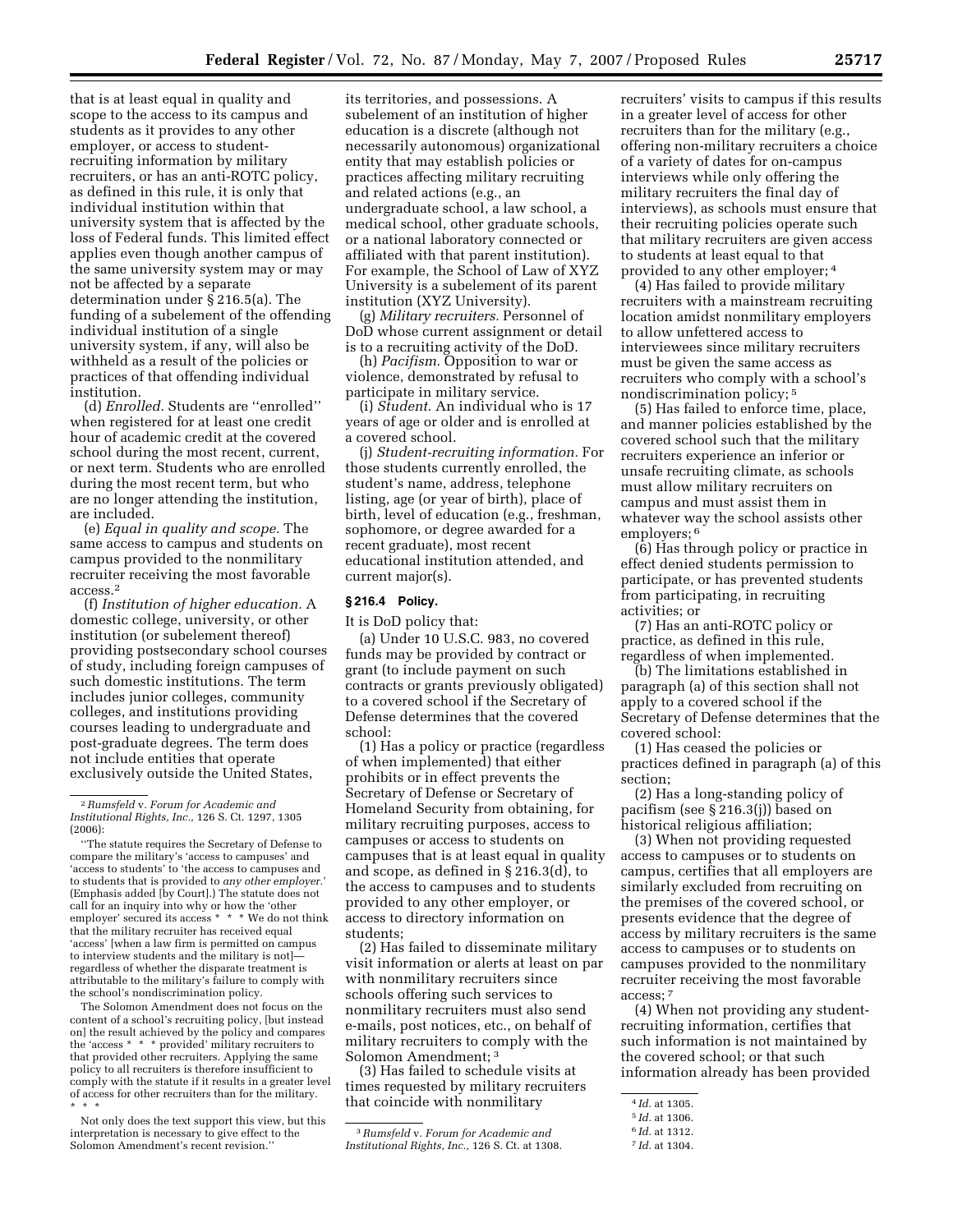that is at least equal in quality and scope to the access to its campus and students as it provides to any other employer, or access to student-recruiting information by military recruiters, or has an anti-ROTC policy, as defined in this rule, it is only that individual institution within that university system that is affected by the loss of Federal funds. This limited effect applies even though another campus of the same university system may or may not be affected by a separate determination under § 216.5(a). The funding of a subelement of the offending individual institution of a single university system, if any, will also be withheld as a result of the policies or practices of that offending individual institution.

(d) *Enrolled.* Students are ''enrolled'' when registered for at least one credit hour of academic credit at the covered school during the most recent, current, or next term. Students who are enrolled during the most recent term, but who are no longer attending the institution, are included.

(e) *Equal in quality and scope.* The same access to campus and students on campus provided to the nonmilitary recruiter receiving the most favorable access.[2]

(f) *Institution of higher education.* A domestic college, university, or other institution (or subelement thereof) providing postsecondary school courses of study, including foreign campuses of such domestic institutions. The term includes junior colleges, community colleges, and institutions providing courses leading to undergraduate and post-graduate degrees. The term does not include entities that operate exclusively outside the United States, its territories, and possessions. A subelement of an institution of higher education is a discrete (although not necessarily autonomous) organizational entity that may establish policies or practices affecting military recruiting and related actions (e.g., an undergraduate school, a law school, a medical school, other graduate schools, or a national laboratory connected or affiliated with that parent institution). For example, the School of Law of XYZ University is a subelement of its parent institution (XYZ University).

(g) *Military recruiters.* Personnel of DoD whose current assignment or detail is to a recruiting activity of the DoD.

(h) *Pacifism.* Opposition to war or violence, demonstrated by refusal to participate in military service.

(i) *Student.* An individual who is 17 years of age or older and is enrolled at a covered school.

(j) *Student-recruiting information.* For those students currently enrolled, the student's name, address, telephone listing, age (or year of birth), place of birth, level of education (e.g., freshman, sophomore, or degree awarded for a recent graduate), most recent educational institution attended, and current major(s).

**§ 216.4 Policy.**

It is DoD policy that:

(a) Under 10 U.S.C. 983, no covered funds may be provided by contract or grant (to include payment on such contracts or grants previously obligated) to a covered school if the Secretary of Defense determines that the covered school:

(1) Has a policy or practice (regardless of when implemented) that either prohibits or in effect prevents the Secretary of Defense or Secretary of Homeland Security from obtaining, for military recruiting purposes, access to campuses or access to students on campuses that is at least equal in quality and scope, as defined in § 216.3(d), to the access to campuses and to students provided to any other employer, or access to directory information on students;

(2) Has failed to disseminate military visit information or alerts at least on par with nonmilitary recruiters since schools offering such services to nonmilitary recruiters must also send e-mails, post notices, etc., on behalf of military recruiters to comply with the Solomon Amendment;[3]

(3) Has failed to schedule visits at times requested by military recruiters that coincide with nonmilitary recruiters' visits to campus if this results in a greater level of access for other recruiters than for the military (e.g., offering non-military recruiters a choice of a variety of dates for on-campus interviews while only offering the military recruiters the final day of interviews), as schools must ensure that their recruiting policies operate such that military recruiters are given access to students at least equal to that provided to any other employer;[4]

(4) Has failed to provide military recruiters with a mainstream recruiting location amidst nonmilitary employers to allow unfettered access to interviewees since military recruiters must be given the same access as recruiters who comply with a school's nondiscrimination policy;[5]

(5) Has failed to enforce time, place, and manner policies established by the covered school such that the military recruiters experience an inferior or unsafe recruiting climate, as schools must allow military recruiters on campus and must assist them in whatever way the school assists other employers;[6]

(6) Has through policy or practice in effect denied students permission to participate, or has prevented students from participating, in recruiting activities; or

(7) Has an anti-ROTC policy or practice, as defined in this rule, regardless of when implemented.

(b) The limitations established in paragraph (a) of this section shall not apply to a covered school if the Secretary of Defense determines that the covered school:

(1) Has ceased the policies or practices defined in paragraph (a) of this section;

(2) Has a long-standing policy of pacifism (see § 216.3(j)) based on historical religious affiliation;

(3) When not providing requested access to campuses or to students on campus, certifies that all employers are similarly excluded from recruiting on the premises of the covered school, or presents evidence that the degree of access by military recruiters is the same access to campuses or to students on campuses provided to the nonmilitary recruiter receiving the most favorable access;[7]

(4) When not providing any student-recruiting information, certifies that such information is not maintained by the covered school; or that such information already has been provided

---

[2] *Rumsfeld* v. *Forum for Academic and Institutional Rights, Inc.,* 126 S. Ct. 1297, 1305 (2006):

''The statute requires the Secretary of Defense to compare the military's 'access to campuses' and 'access to students' to 'the access to campuses and to students that is provided to *any other employer.*' (Emphasis added [by Court].) The statute does not call for an inquiry into why or how the 'other employer' secured its access * * * We do not think that the military recruiter has received equal 'access' [when a law firm is permitted on campus to interview students and the military is not]—regardless of whether the disparate treatment is attributable to the military's failure to comply with the school's nondiscrimination policy.

The Solomon Amendment does not focus on the content of a school's recruiting policy, [but instead on] the result achieved by the policy and compares the 'access * * * provided' military recruiters to that provided other recruiters. Applying the same policy to all recruiters is therefore insufficient to comply with the statute if it results in a greater level of access for other recruiters than for the military. * * *

Not only does the text support this view, but this interpretation is necessary to give effect to the Solomon Amendment's recent revision.''

[3] *Rumsfeld* v. *Forum for Academic and Institutional Rights, Inc.,* 126 S. Ct. at 1308.

[4] *Id.* at 1305.

[5] *Id.* at 1306.

[6] *Id.* at 1312.

[7] *Id.* at 1304.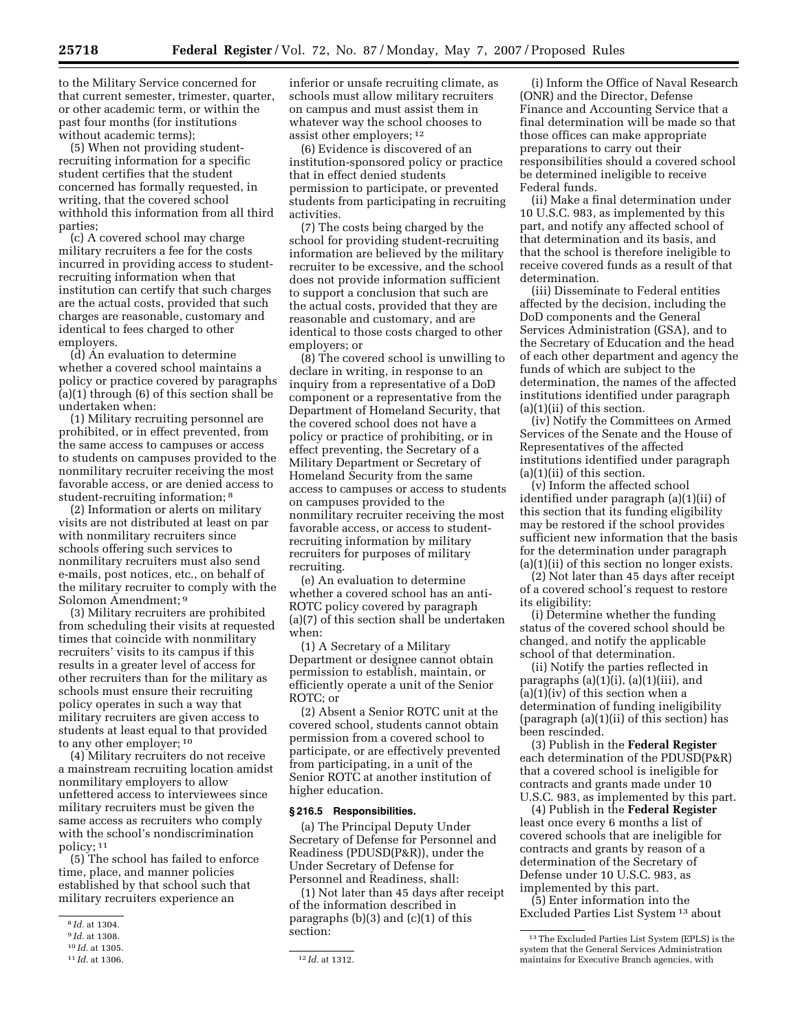to the Military Service concerned for that current semester, trimester, quarter, or other academic term, or within the past four months (for institutions without academic terms);

(5) When not providing student-recruiting information for a specific student certifies that the student concerned has formally requested, in writing, that the covered school withhold this information from all third parties;

(c) A covered school may charge military recruiters a fee for the costs incurred in providing access to student-recruiting information when that institution can certify that such charges are the actual costs, provided that such charges are reasonable, customary and identical to fees charged to other employers.

(d) An evaluation to determine whether a covered school maintains a policy or practice covered by paragraphs (a)(1) through (6) of this section shall be undertaken when:

(1) Military recruiting personnel are prohibited, or in effect prevented, from the same access to campuses or access to students on campuses provided to the nonmilitary recruiter receiving the most favorable access, or are denied access to student-recruiting information; [8]

(2) Information or alerts on military visits are not distributed at least on par with nonmilitary recruiters since schools offering such services to nonmilitary recruiters must also send e-mails, post notices, etc., on behalf of the military recruiter to comply with the Solomon Amendment; [9]

(3) Military recruiters are prohibited from scheduling their visits at requested times that coincide with nonmilitary recruiters' visits to its campus if this results in a greater level of access for other recruiters than for the military as schools must ensure their recruiting policy operates in such a way that military recruiters are given access to students at least equal to that provided to any other employer; [10]

(4) Military recruiters do not receive a mainstream recruiting location amidst nonmilitary employers to allow unfettered access to interviewees since military recruiters must be given the same access as recruiters who comply with the school's nondiscrimination policy; [11]

(5) The school has failed to enforce time, place, and manner policies established by that school such that military recruiters experience an inferior or unsafe recruiting climate, as schools must allow military recruiters on campus and must assist them in whatever way the school chooses to assist other employers; [12]

(6) Evidence is discovered of an institution-sponsored policy or practice that in effect denied students permission to participate, or prevented students from participating in recruiting activities.

(7) The costs being charged by the school for providing student-recruiting information are believed by the military recruiter to be excessive, and the school does not provide information sufficient to support a conclusion that such are the actual costs, provided that they are reasonable and customary, and are identical to those costs charged to other employers; or

(8) The covered school is unwilling to declare in writing, in response to an inquiry from a representative of a DoD component or a representative from the Department of Homeland Security, that the covered school does not have a policy or practice of prohibiting, or in effect preventing, the Secretary of a Military Department or Secretary of Homeland Security from the same access to campuses or access to students on campuses provided to the nonmilitary recruiter receiving the most favorable access, or access to student-recruiting information by military recruiters for purposes of military recruiting.

(e) An evaluation to determine whether a covered school has an anti-ROTC policy covered by paragraph (a)(7) of this section shall be undertaken when:

(1) A Secretary of a Military Department or designee cannot obtain permission to establish, maintain, or efficiently operate a unit of the Senior ROTC; or

(2) Absent a Senior ROTC unit at the covered school, students cannot obtain permission from a covered school to participate, or are effectively prevented from participating, in a unit of the Senior ROTC at another institution of higher education.

### § 216.5 Responsibilities.

(a) The Principal Deputy Under Secretary of Defense for Personnel and Readiness (PDUSD(P&R)), under the Under Secretary of Defense for Personnel and Readiness, shall:

(1) Not later than 45 days after receipt of the information described in paragraphs (b)(3) and (c)(1) of this section:

(i) Inform the Office of Naval Research (ONR) and the Director, Defense Finance and Accounting Service that a final determination will be made so that those offices can make appropriate preparations to carry out their responsibilities should a covered school be determined ineligible to receive Federal funds.

(ii) Make a final determination under 10 U.S.C. 983, as implemented by this part, and notify any affected school of that determination and its basis, and that the school is therefore ineligible to receive covered funds as a result of that determination.

(iii) Disseminate to Federal entities affected by the decision, including the DoD components and the General Services Administration (GSA), and to the Secretary of Education and the head of each other department and agency the funds of which are subject to the determination, the names of the affected institutions identified under paragraph (a)(1)(ii) of this section.

(iv) Notify the Committees on Armed Services of the Senate and the House of Representatives of the affected institutions identified under paragraph (a)(1)(ii) of this section.

(v) Inform the affected school identified under paragraph (a)(1)(ii) of this section that its funding eligibility may be restored if the school provides sufficient new information that the basis for the determination under paragraph (a)(1)(ii) of this section no longer exists.

(2) Not later than 45 days after receipt of a covered school's request to restore its eligibility:

(i) Determine whether the funding status of the covered school should be changed, and notify the applicable school of that determination.

(ii) Notify the parties reflected in paragraphs (a)(1)(i), (a)(1)(iii), and (a)(1)(iv) of this section when a determination of funding ineligibility (paragraph (a)(1)(ii) of this section) has been rescinded.

(3) Publish in the **Federal Register** each determination of the PDUSD(P&R) that a covered school is ineligible for contracts and grants made under 10 U.S.C. 983, as implemented by this part.

(4) Publish in the **Federal Register** least once every 6 months a list of covered schools that are ineligible for contracts and grants by reason of a determination of the Secretary of Defense under 10 U.S.C. 983, as implemented by this part.

(5) Enter information into the Excluded Parties List System [13] about

---

[8] *Id.* at 1304.

[9] *Id.* at 1308.

[10] *Id.* at 1305.

[11] *Id.* at 1306.

[12] *Id.* at 1312.

[13] The Excluded Parties List System (EPLS) is the system that the General Services Administration maintains for Executive Branch agencies, with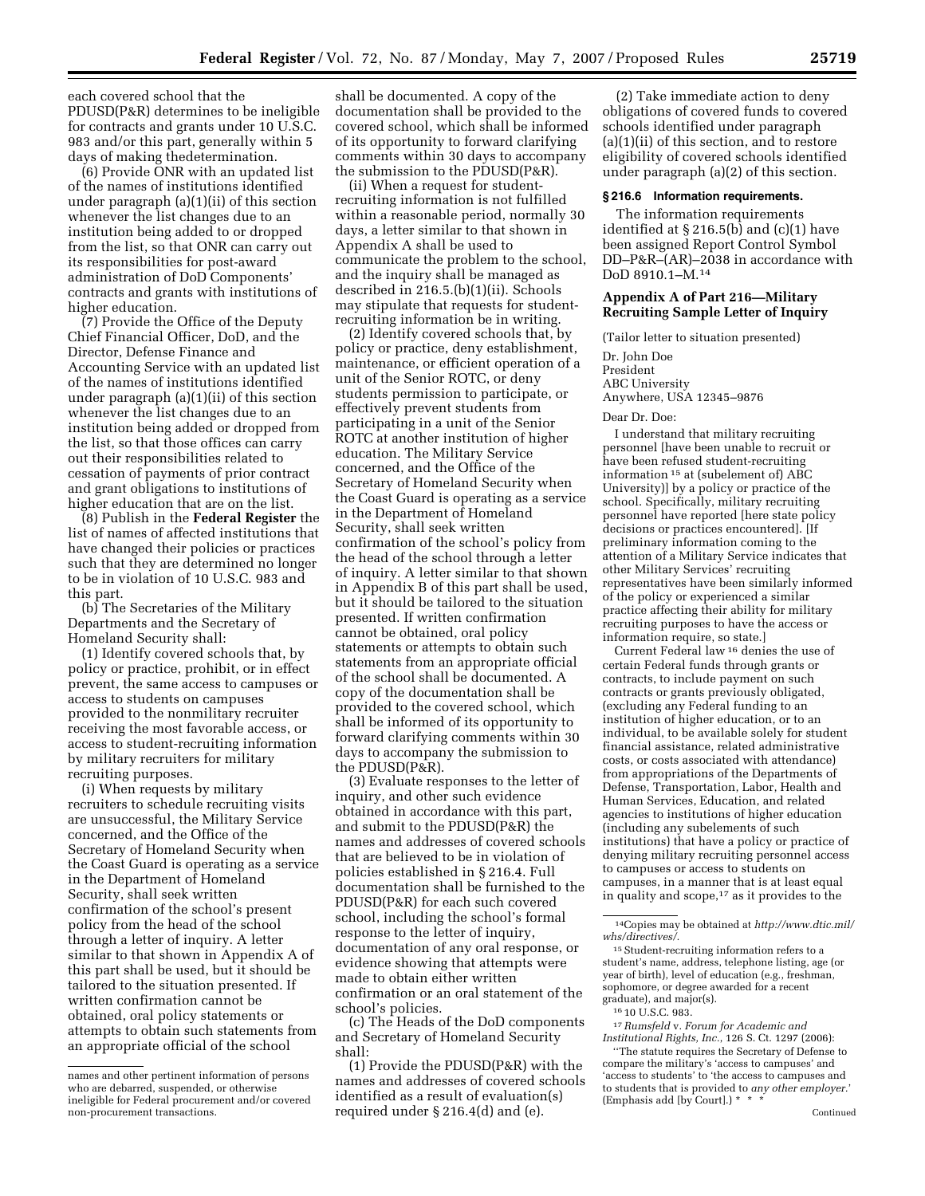each covered school that the PDUSD(P&R) determines to be ineligible for contracts and grants under 10 U.S.C. 983 and/or this part, generally within 5 days of making thedetermination.

(6) Provide ONR with an updated list of the names of institutions identified under paragraph (a)(1)(ii) of this section whenever the list changes due to an institution being added to or dropped from the list, so that ONR can carry out its responsibilities for post-award administration of DoD Components' contracts and grants with institutions of higher education.

(7) Provide the Office of the Deputy Chief Financial Officer, DoD, and the Director, Defense Finance and Accounting Service with an updated list of the names of institutions identified under paragraph (a)(1)(ii) of this section whenever the list changes due to an institution being added or dropped from the list, so that those offices can carry out their responsibilities related to cessation of payments of prior contract and grant obligations to institutions of higher education that are on the list.

(8) Publish in the **Federal Register** the list of names of affected institutions that have changed their policies or practices such that they are determined no longer to be in violation of 10 U.S.C. 983 and this part.

(b) The Secretaries of the Military Departments and the Secretary of Homeland Security shall:

(1) Identify covered schools that, by policy or practice, prohibit, or in effect prevent, the same access to campuses or access to students on campuses provided to the nonmilitary recruiter receiving the most favorable access, or access to student-recruiting information by military recruiters for military recruiting purposes.

(i) When requests by military recruiters to schedule recruiting visits are unsuccessful, the Military Service concerned, and the Office of the Secretary of Homeland Security when the Coast Guard is operating as a service in the Department of Homeland Security, shall seek written confirmation of the school's present policy from the head of the school through a letter of inquiry. A letter similar to that shown in Appendix A of this part shall be used, but it should be tailored to the situation presented. If written confirmation cannot be obtained, oral policy statements or attempts to obtain such statements from an appropriate official of the school shall be documented. A copy of the documentation shall be provided to the covered school, which shall be informed of its opportunity to forward clarifying comments within 30 days to accompany the submission to the PDUSD(P&R).

(ii) When a request for student-recruiting information is not fulfilled within a reasonable period, normally 30 days, a letter similar to that shown in Appendix A shall be used to communicate the problem to the school, and the inquiry shall be managed as described in 216.5.(b)(1)(ii). Schools may stipulate that requests for student-recruiting information be in writing.

(2) Identify covered schools that, by policy or practice, deny establishment, maintenance, or efficient operation of a unit of the Senior ROTC, or deny students permission to participate, or effectively prevent students from participating in a unit of the Senior ROTC at another institution of higher education. The Military Service concerned, and the Office of the Secretary of Homeland Security when the Coast Guard is operating as a service in the Department of Homeland Security, shall seek written confirmation of the school's policy from the head of the school through a letter of inquiry. A letter similar to that shown in Appendix B of this part shall be used, but it should be tailored to the situation presented. If written confirmation cannot be obtained, oral policy statements or attempts to obtain such statements from an appropriate official of the school shall be documented. A copy of the documentation shall be provided to the covered school, which shall be informed of its opportunity to forward clarifying comments within 30 days to accompany the submission to the PDUSD(P&R).

(3) Evaluate responses to the letter of inquiry, and other such evidence obtained in accordance with this part, and submit to the PDUSD(P&R) the names and addresses of covered schools that are believed to be in violation of policies established in § 216.4. Full documentation shall be furnished to the PDUSD(P&R) for each such covered school, including the school's formal response to the letter of inquiry, documentation of any oral response, or evidence showing that attempts were made to obtain either written confirmation or an oral statement of the school's policies.

(c) The Heads of the DoD components and Secretary of Homeland Security shall:

(1) Provide the PDUSD(P&R) with the names and addresses of covered schools identified as a result of evaluation(s) required under § 216.4(d) and (e).

(2) Take immediate action to deny obligations of covered funds to covered schools identified under paragraph (a)(1)(ii) of this section, and to restore eligibility of covered schools identified under paragraph (a)(2) of this section.

### § 216.6 Information requirements.

The information requirements identified at § 216.5(b) and (c)(1) have been assigned Report Control Symbol DD–P&R–(AR)–2038 in accordance with DoD 8910.1–M.[14]

### Appendix A of Part 216—Military Recruiting Sample Letter of Inquiry

(Tailor letter to situation presented)

Dr. John Doe
President
ABC University
Anywhere, USA 12345–9876

Dear Dr. Doe:

I understand that military recruiting personnel [have been unable to recruit or have been refused student-recruiting information[15] at (subelement of) ABC University)] by a policy or practice of the school. Specifically, military recruiting personnel have reported [here state policy decisions or practices encountered]. [If preliminary information coming to the attention of a Military Service indicates that other Military Services' recruiting representatives have been similarly informed of the policy or experienced a similar practice affecting their ability for military recruiting purposes to have the access or information require, so state.]

Current Federal law[16] denies the use of certain Federal funds through grants or contracts, to include payment on such contracts or grants previously obligated, (excluding any Federal funding to an institution of higher education, or to an individual, to be available solely for student financial assistance, related administrative costs, or costs associated with attendance) from appropriations of the Departments of Defense, Transportation, Labor, Health and Human Services, Education, and related agencies to institutions of higher education (including any subelements of such institutions) that have a policy or practice of denying military recruiting personnel access to campuses or access to students on campuses, in a manner that is at least equal in quality and scope,[17] as it provides to the

---

names and other pertinent information of persons who are debarred, suspended, or otherwise ineligible for Federal procurement and/or covered non-procurement transactions.

[14] Copies may be obtained at *http://www.dtic.mil/whs/directives/.*

[15] Student-recruiting information refers to a student's name, address, telephone listing, age (or year of birth), level of education (e.g., freshman, sophomore, or degree awarded for a recent graduate), and major(s).

[16] 10 U.S.C. 983.

[17] *Rumsfeld* v. *Forum for Academic and Institutional Rights, Inc.*, 126 S. Ct. 1297 (2006):

''The statute requires the Secretary of Defense to compare the military's 'access to campuses' and 'access to students' to 'the access to campuses and to students that is provided to *any other employer.*' (Emphasis add [by Court].) * * *

Continued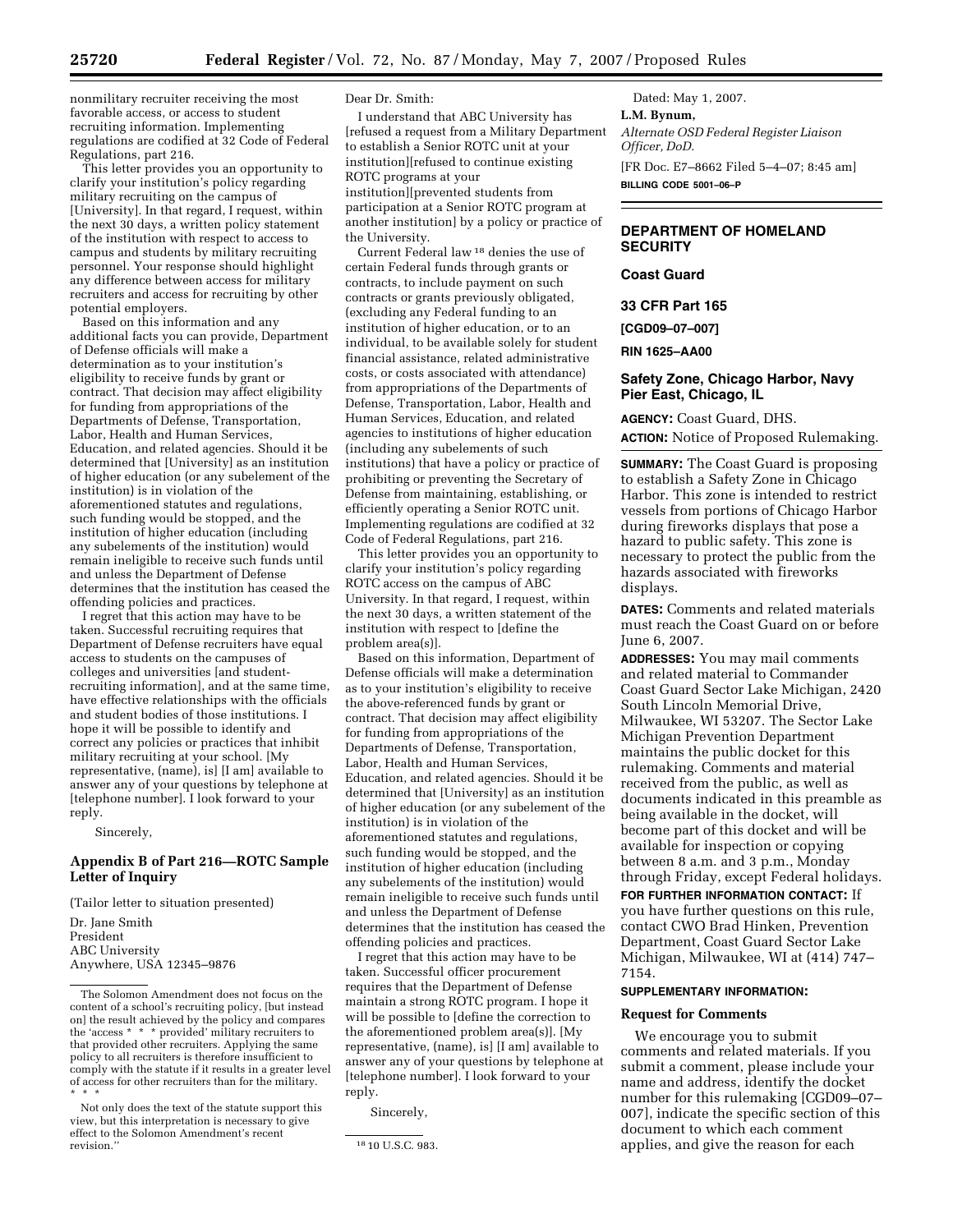nonmilitary recruiter receiving the most favorable access, or access to student recruiting information. Implementing regulations are codified at 32 Code of Federal Regulations, part 216.

This letter provides you an opportunity to clarify your institution's policy regarding military recruiting on the campus of [University]. In that regard, I request, within the next 30 days, a written policy statement of the institution with respect to access to campus and students by military recruiting personnel. Your response should highlight any difference between access for military recruiters and access for recruiting by other potential employers.

Based on this information and any additional facts you can provide, Department of Defense officials will make a determination as to your institution's eligibility to receive funds by grant or contract. That decision may affect eligibility for funding from appropriations of the Departments of Defense, Transportation, Labor, Health and Human Services, Education, and related agencies. Should it be determined that [University] as an institution of higher education (or any subelement of the institution) is in violation of the aforementioned statutes and regulations, such funding would be stopped, and the institution of higher education (including any subelements of the institution) would remain ineligible to receive such funds until and unless the Department of Defense determines that the institution has ceased the offending policies and practices.

I regret that this action may have to be taken. Successful recruiting requires that Department of Defense recruiters have equal access to students on the campuses of colleges and universities [and student-recruiting information], and at the same time, have effective relationships with the officials and student bodies of those institutions. I hope it will be possible to identify and correct any policies or practices that inhibit military recruiting at your school. [My representative, (name), is] [I am] available to answer any of your questions by telephone at [telephone number]. I look forward to your reply.

Sincerely,

### Appendix B of Part 216—ROTC Sample Letter of Inquiry

(Tailor letter to situation presented)

Dr. Jane Smith
President
ABC University
Anywhere, USA 12345–9876

Dear Dr. Smith:

I understand that ABC University has [refused a request from a Military Department to establish a Senior ROTC unit at your institution][refused to continue existing ROTC programs at your institution][prevented students from participation at a Senior ROTC program at another institution] by a policy or practice of the University.

Current Federal law[18] denies the use of certain Federal funds through grants or contracts, to include payment on such contracts or grants previously obligated, (excluding any Federal funding to an institution of higher education, or to an individual, to be available solely for student financial assistance, related administrative costs, or costs associated with attendance) from appropriations of the Departments of Defense, Transportation, Labor, Health and Human Services, Education, and related agencies to institutions of higher education (including any subelements of such institutions) that have a policy or practice of prohibiting or preventing the Secretary of Defense from maintaining, establishing, or efficiently operating a Senior ROTC unit. Implementing regulations are codified at 32 Code of Federal Regulations, part 216.

This letter provides you an opportunity to clarify your institution's policy regarding ROTC access on the campus of ABC University. In that regard, I request, within the next 30 days, a written statement of the institution with respect to [define the problem area(s)].

Based on this information, Department of Defense officials will make a determination as to your institution's eligibility to receive the above-referenced funds by grant or contract. That decision may affect eligibility for funding from appropriations of the Departments of Defense, Transportation, Labor, Health and Human Services, Education, and related agencies. Should it be determined that [University] as an institution of higher education (or any subelement of the institution) is in violation of the aforementioned statutes and regulations, such funding would be stopped, and the institution of higher education (including any subelements of the institution) would remain ineligible to receive such funds until and unless the Department of Defense determines that the institution has ceased the offending policies and practices.

I regret that this action may have to be taken. Successful officer procurement requires that the Department of Defense maintain a strong ROTC program. I hope it will be possible to [define the correction to the aforementioned problem area(s)]. [My representative, (name), is] [I am] available to answer any of your questions by telephone at [telephone number]. I look forward to your reply.

Sincerely,

Dated: May 1, 2007.

**L.M. Bynum,**

*Alternate OSD Federal Register Liaison Officer, DoD.*

[FR Doc. E7–8662 Filed 5–4–07; 8:45 am]

**BILLING CODE 5001–06–P**

---

The Solomon Amendment does not focus on the content of a school's recruiting policy, [but instead on] the result achieved by the policy and compares the 'access * * * provided' military recruiters to that provided other recruiters. Applying the same policy to all recruiters is therefore insufficient to comply with the statute if it results in a greater level of access for other recruiters than for the military. * * *

Not only does the text of the statute support this view, but this interpretation is necessary to give effect to the Solomon Amendment's recent revision.''

[18] 10 U.S.C. 983.

---

## DEPARTMENT OF HOMELAND SECURITY

### Coast Guard

### 33 CFR Part 165

**[CGD09–07–007]**

**RIN 1625–AA00**

### Safety Zone, Chicago Harbor, Navy Pier East, Chicago, IL

**AGENCY:** Coast Guard, DHS.

**ACTION:** Notice of Proposed Rulemaking.

**SUMMARY:** The Coast Guard is proposing to establish a Safety Zone in Chicago Harbor. This zone is intended to restrict vessels from portions of Chicago Harbor during fireworks displays that pose a hazard to public safety. This zone is necessary to protect the public from the hazards associated with fireworks displays.

**DATES:** Comments and related materials must reach the Coast Guard on or before June 6, 2007.

**ADDRESSES:** You may mail comments and related material to Commander Coast Guard Sector Lake Michigan, 2420 South Lincoln Memorial Drive, Milwaukee, WI 53207. The Sector Lake Michigan Prevention Department maintains the public docket for this rulemaking. Comments and material received from the public, as well as documents indicated in this preamble as being available in the docket, will become part of this docket and will be available for inspection or copying between 8 a.m. and 3 p.m., Monday through Friday, except Federal holidays.

**FOR FURTHER INFORMATION CONTACT:** If you have further questions on this rule, contact CWO Brad Hinken, Prevention Department, Coast Guard Sector Lake Michigan, Milwaukee, WI at (414) 747–7154.

**SUPPLEMENTARY INFORMATION:**

#### Request for Comments

We encourage you to submit comments and related materials. If you submit a comment, please include your name and address, identify the docket number for this rulemaking [CGD09–07–007], indicate the specific section of this document to which each comment applies, and give the reason for each